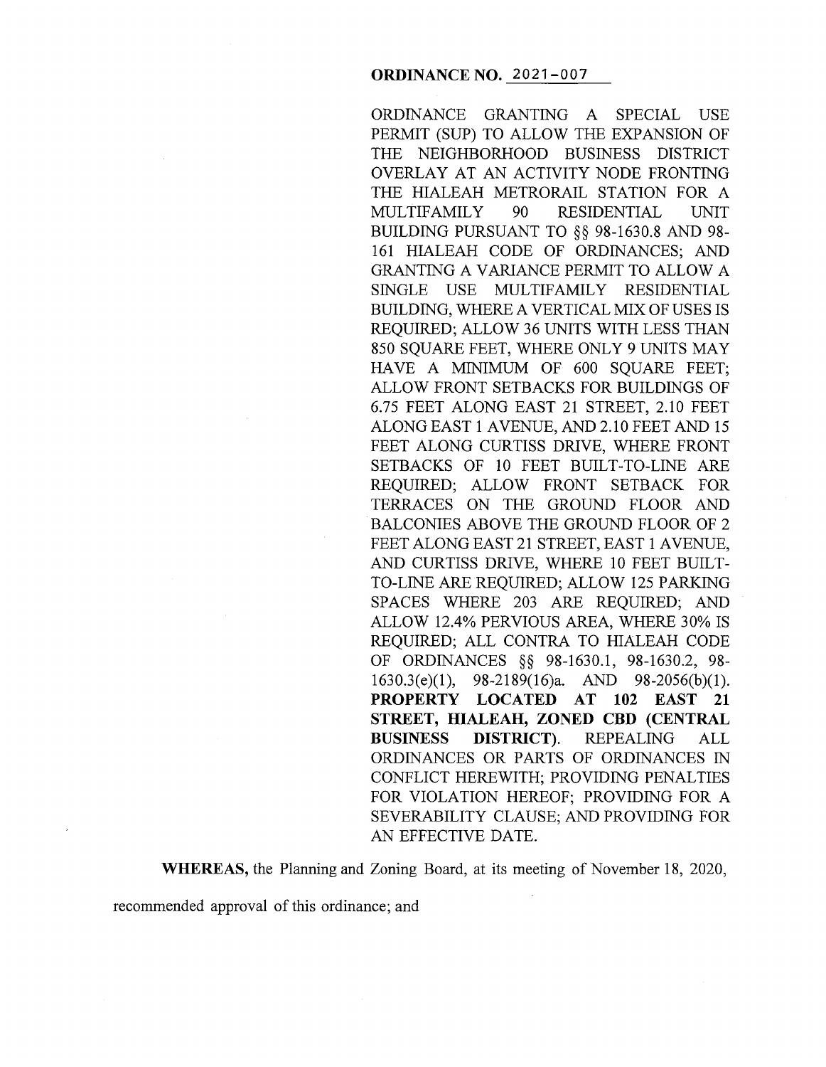**ORDINANCE NO. 2021-007**

ORDINANCE GRANTING A SPECIAL USE PERMIT (SUP) TO ALLOW THE EXPANSION OF THE NEIGHBORHOOD BUSINESS DISTRICT OVERLAY AT AN ACTIVITY NODE FRONTING THE HIALEAH METRORAIL STATION FOR A MULTIFAMILY 90 RESIDENTIAL UNIT BUILDING PURSUANT TO §§ 98-1630.8 AND 98-161 HIALEAH CODE OF ORDINANCES; AND GRANTING A VARIANCE PERMIT TO ALLOW A SINGLE USE MULTIFAMILY RESIDENTIAL BUILDING, WHERE A VERTICAL MIX OF USES IS REQUIRED; ALLOW 36 UNITS WITH LESS THAN 850 SQUARE FEET, WHERE ONLY 9 UNITS MAY HAVE A MINIMUM OF 600 SQUARE FEET; ALLOW FRONT SETBACKS FOR BUILDINGS OF 6.75 FEET ALONG EAST 21 STREET, 2.10 FEET ALONG EAST 1 AVENUE, AND 2.10 FEET AND 15 FEET ALONG CURTISS DRIVE, WHERE FRONT SETBACKS OF 10 FEET BUILT-TO-LINE ARE REQUIRED; ALLOW FRONT SETBACK FOR TERRACES ON THE GROUND FLOOR AND BALCONIES ABOVE THE GROUND FLOOR OF 2 FEET ALONG EAST 21 STREET, EAST 1 AVENUE, AND CURTISS DRIVE, WHERE 10 FEET BUILT-TO-LINE ARE REQUIRED; ALLOW 125 PARKING SPACES WHERE 203 ARE REQUIRED; AND ALLOW 12.4% PERVIOUS AREA, WHERE 30% IS REQUIRED; ALL CONTRA TO HIALEAH CODE OF ORDINANCES §§ 98-1630.1, 98-1630.2, 98-1630.3(e)(1), 98-2189(16)a. AND 98-2056(b)(1). **PROPERTY LOCATED AT 102 EAST 21 STREET, HIALEAH, ZONED CBD (CENTRAL BUSINESS DISTRICT)**. REPEALING ALL ORDINANCES OR PARTS OF ORDINANCES IN CONFLICT HEREWITH; PROVIDING PENALTIES FOR VIOLATION HEREOF; PROVIDING FOR A SEVERABILITY CLAUSE; AND PROVIDING FOR AN EFFECTIVE DATE.

**WHEREAS,** the Planning and Zoning Board, at its meeting of November 18, 2020, recommended approval of this ordinance; and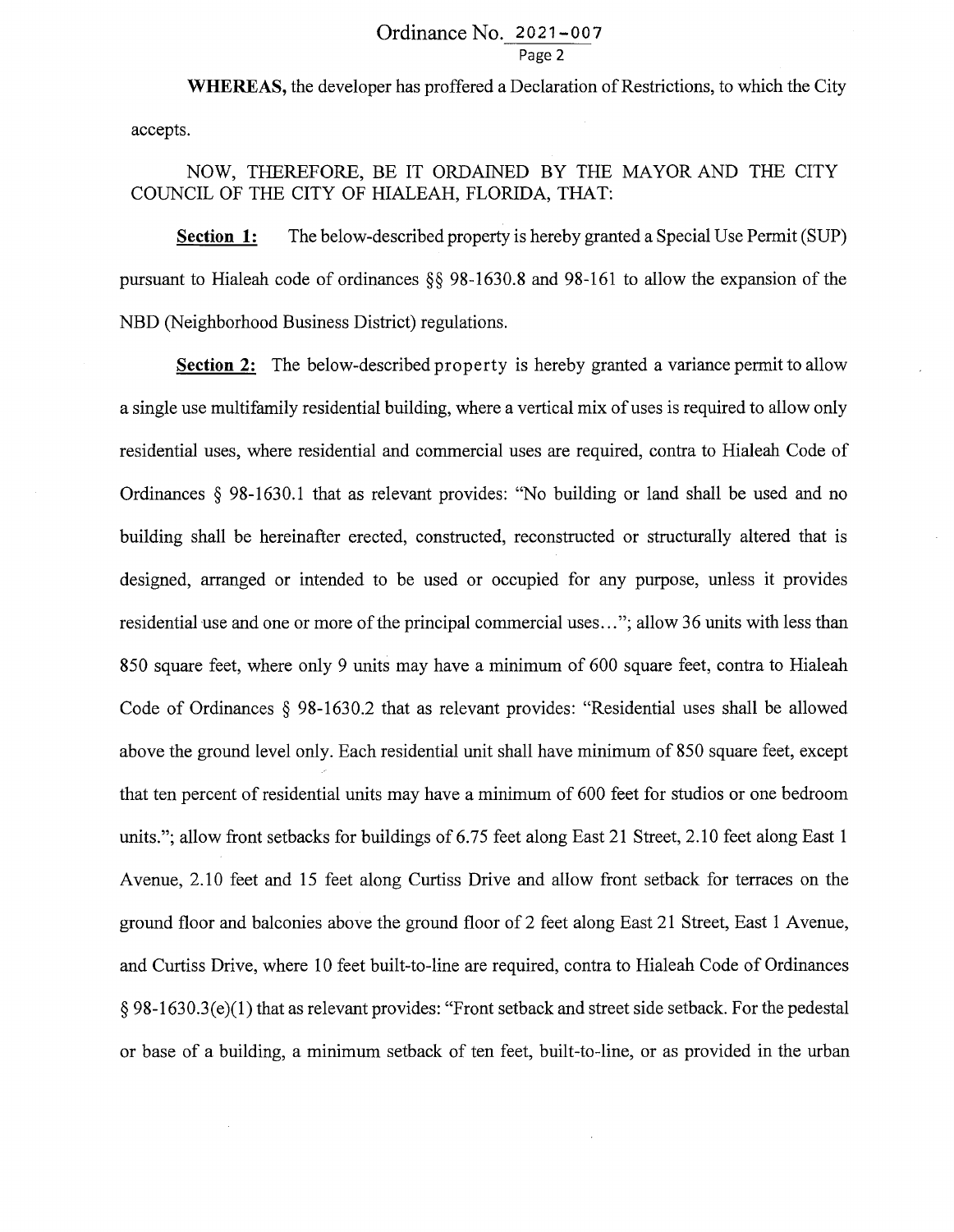**WHEREAS,** the developer has proffered a Declaration of Restrictions, to which the City accepts.

NOW, THEREFORE, BE IT ORDAINED BY THE MAYOR AND THE CITY COUNCIL OF THE CITY OF HIALEAH, FLORIDA, THAT:

**Section 1:** The below-described property is hereby granted a Special Use Permit (SUP) pursuant to Hialeah code of ordinances §§ 98-1630.8 and 98-161 to allow the expansion of the NBD (Neighborhood Business District) regulations.

**Section 2:** The below-described property is hereby granted a variance permit to allow a single use multifamily residential building, where a vertical mix of uses is required to allow only residential uses, where residential and commercial uses are required, contra to Hialeah Code of Ordinances § 98-1630.1 that as relevant provides: "No building or land shall be used and no building shall be hereinafter erected, constructed, reconstructed or structurally altered that is designed, arranged or intended to be used or occupied for any purpose, unless it provides residential use and one or more of the principal commercial uses…"; allow 36 units with less than 850 square feet, where only 9 units may have a minimum of 600 square feet, contra to Hialeah Code of Ordinances § 98-1630.2 that as relevant provides: "Residential uses shall be allowed above the ground level only. Each residential unit shall have minimum of 850 square feet, except that ten percent of residential units may have a minimum of 600 feet for studios or one bedroom units."; allow front setbacks for buildings of 6.75 feet along East 21 Street, 2.10 feet along East 1 Avenue, 2.10 feet and 15 feet along Curtiss Drive and allow front setback for terraces on the ground floor and balconies above the ground floor of 2 feet along East 21 Street, East 1 Avenue, and Curtiss Drive, where 10 feet built-to-line are required, contra to Hialeah Code of Ordinances § 98-1630.3(e)(1) that as relevant provides: "Front setback and street side setback. For the pedestal or base of a building, a minimum setback of ten feet, built-to-line, or as provided in the urban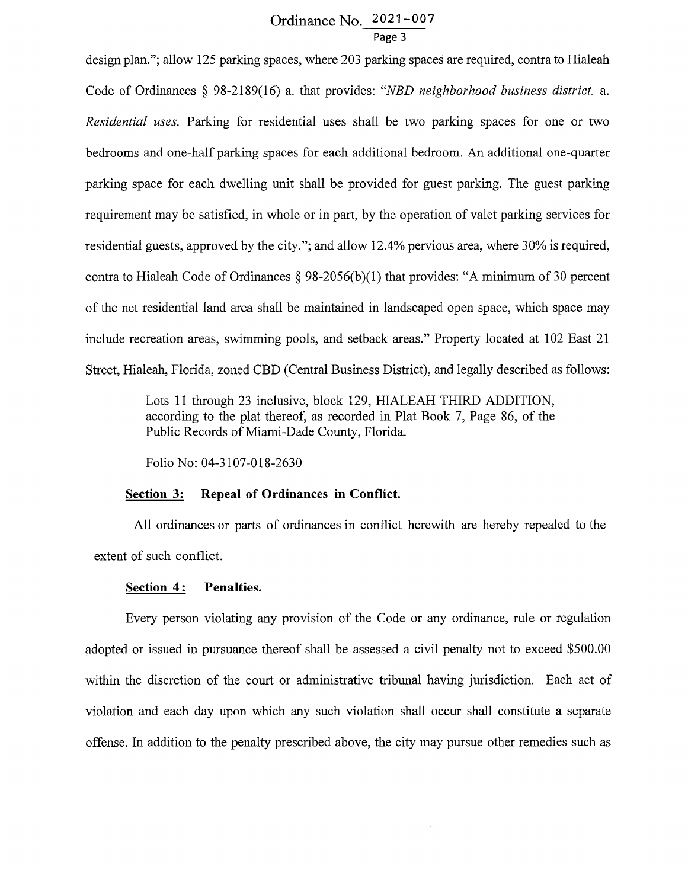design plan."; allow 125 parking spaces, where 203 parking spaces are required, contra to Hialeah Code of Ordinances § 98-2189(16) a. that provides: "*NBD neighborhood business district.* a. *Residential uses.* Parking for residential uses shall be two parking spaces for one or two bedrooms and one-half parking spaces for each additional bedroom. An additional one-quarter parking space for each dwelling unit shall be provided for guest parking. The guest parking requirement may be satisfied, in whole or in part, by the operation of valet parking services for residential guests, approved by the city."; and allow 12.4% pervious area, where 30% is required, contra to Hialeah Code of Ordinances § 98-2056(b)(1) that provides: "A minimum of 30 percent of the net residential land area shall be maintained in landscaped open space, which space may include recreation areas, swimming pools, and setback areas." Property located at 102 East 21 Street, Hialeah, Florida, zoned CBD (Central Business District), and legally described as follows:

> Lots 11 through 23 inclusive, block 129, HIALEAH THIRD ADDITION, according to the plat thereof, as recorded in Plat Book 7, Page 86, of the Public Records of Miami-Dade County, Florida.
>
> Folio No: 04-3107-018-2630

**Section 3: Repeal of Ordinances in Conflict.**

All ordinances or parts of ordinances in conflict herewith are hereby repealed to the extent of such conflict.

**Section 4: Penalties.**

Every person violating any provision of the Code or any ordinance, rule or regulation adopted or issued in pursuance thereof shall be assessed a civil penalty not to exceed $500.00 within the discretion of the court or administrative tribunal having jurisdiction. Each act of violation and each day upon which any such violation shall occur shall constitute a separate offense. In addition to the penalty prescribed above, the city may pursue other remedies such as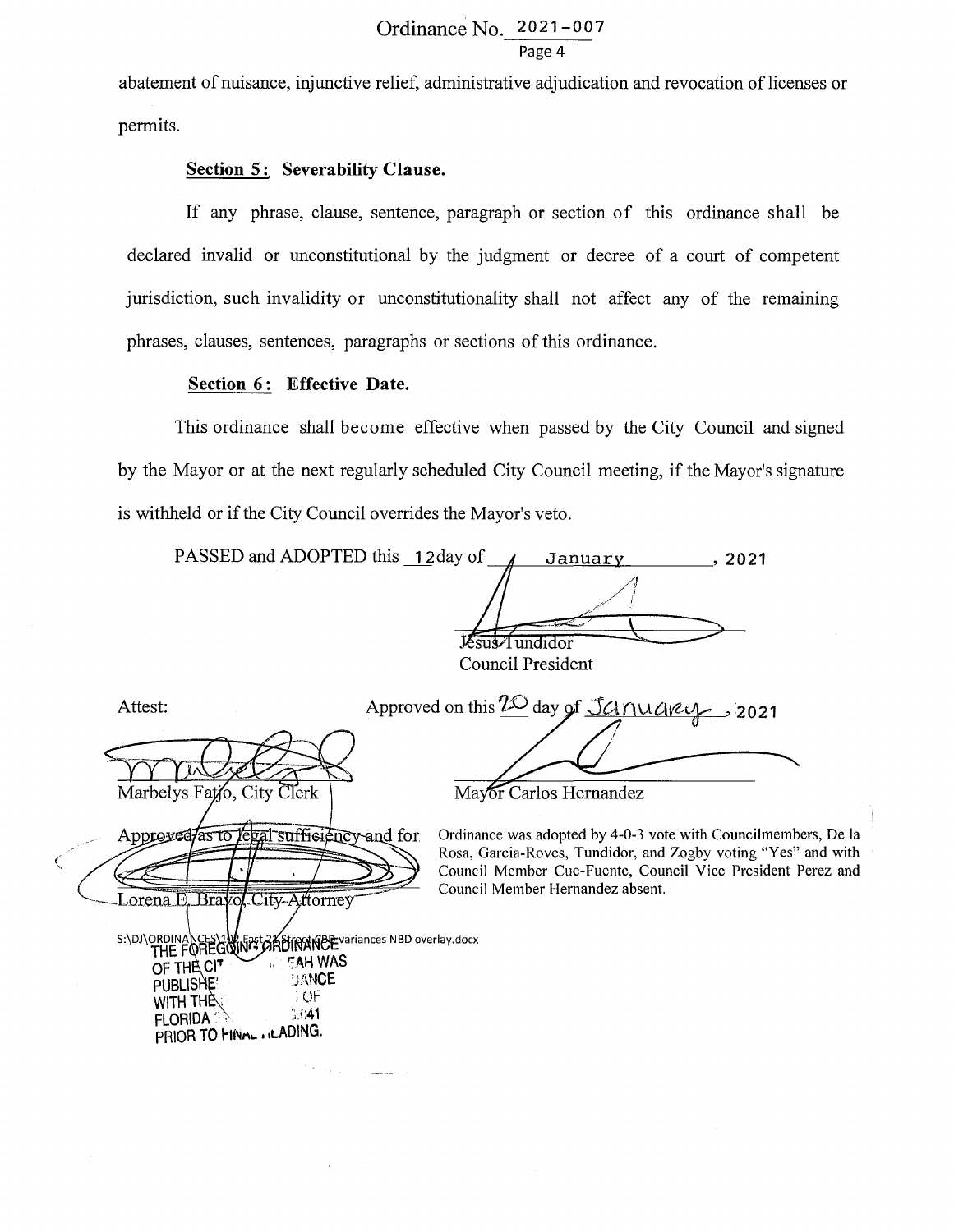Ordinance No. 2021-007

abatement of nuisance, injunctive relief, administrative adjudication and revocation of licenses or permits.

**Section 5: Severability Clause.**

If any phrase, clause, sentence, paragraph or section of this ordinance shall be declared invalid or unconstitutional by the judgment or decree of a court of competent jurisdiction, such invalidity or unconstitutionality shall not affect any of the remaining phrases, clauses, sentences, paragraphs or sections of this ordinance.

**Section 6: Effective Date.**

This ordinance shall become effective when passed by the City Council and signed by the Mayor or at the next regularly scheduled City Council meeting, if the Mayor's signature is withheld or if the City Council overrides the Mayor's veto.

PASSED and ADOPTED this 12 day of January, 2021

Jesus Tundidor
Council President

Attest:

Marbelys Fatjo, City Clerk

Approved as to legal sufficiency and for

Lorena E. Bravo, City Attorney

Approved on this 20 day of January, 2021

Mayor Carlos Hernandez

Ordinance was adopted by 4-0-3 vote with Councilmembers, De la Rosa, Garcia-Roves, Tundidor, and Zogby voting "Yes" and with Council Member Cue-Fuente, Council Vice President Perez and Council Member Hernandez absent.

S:\DJ\ORDINANCES\10 East 21 Street CBD variances NBD overlay.docx

THE FOREGOING ORDINANCE OF THE CITY OF HIALEAH WAS PUBLISHED IN ACCORDANCE WITH THE PROVISIONS OF FLORIDA STATUTE 166.041 PRIOR TO FINAL READING.